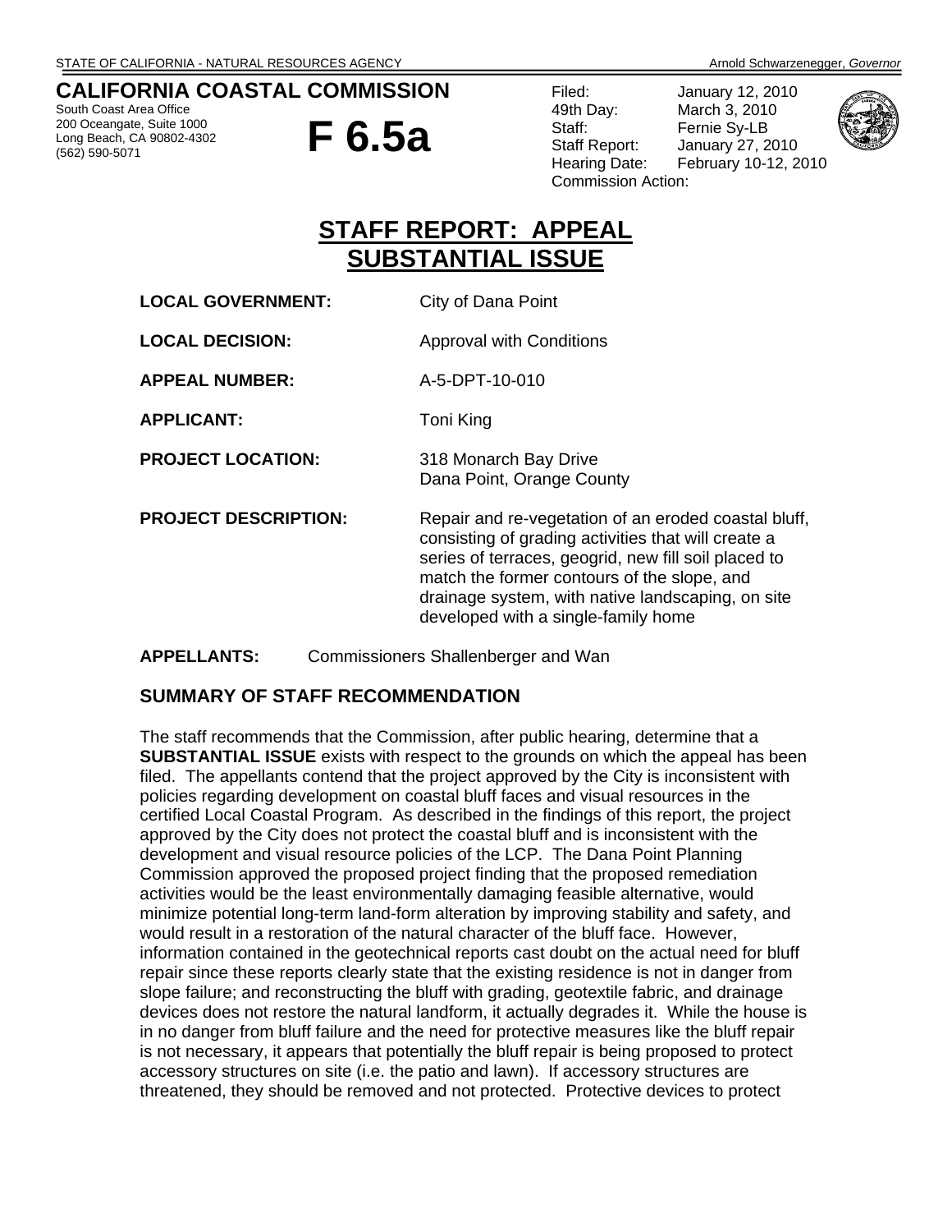STATE OF CALIFORNIA - NATURAL RESOURCES AGENCY — Arnold Schwarzenegger, *Governor*

# CALIFORNIA COASTAL COMMISSION

South Coast Area Office
200 Oceangate, Suite 1000
Long Beach, CA 90802-4302
(562) 590-5071

# F 6.5a

Filed: January 12, 2010
49th Day: March 3, 2010
Staff: Fernie Sy-LB
Staff Report: January 27, 2010
Hearing Date: February 10-12, 2010
Commission Action:

## STAFF REPORT: APPEAL SUBSTANTIAL ISSUE

**LOCAL GOVERNMENT:** City of Dana Point

**LOCAL DECISION:** Approval with Conditions

**APPEAL NUMBER:** A-5-DPT-10-010

**APPLICANT:** Toni King

**PROJECT LOCATION:** 318 Monarch Bay Drive
Dana Point, Orange County

**PROJECT DESCRIPTION:** Repair and re-vegetation of an eroded coastal bluff, consisting of grading activities that will create a series of terraces, geogrid, new fill soil placed to match the former contours of the slope, and drainage system, with native landscaping, on site developed with a single-family home

**APPELLANTS:** Commissioners Shallenberger and Wan

### SUMMARY OF STAFF RECOMMENDATION

The staff recommends that the Commission, after public hearing, determine that a **SUBSTANTIAL ISSUE** exists with respect to the grounds on which the appeal has been filed. The appellants contend that the project approved by the City is inconsistent with policies regarding development on coastal bluff faces and visual resources in the certified Local Coastal Program. As described in the findings of this report, the project approved by the City does not protect the coastal bluff and is inconsistent with the development and visual resource policies of the LCP. The Dana Point Planning Commission approved the proposed project finding that the proposed remediation activities would be the least environmentally damaging feasible alternative, would minimize potential long-term land-form alteration by improving stability and safety, and would result in a restoration of the natural character of the bluff face. However, information contained in the geotechnical reports cast doubt on the actual need for bluff repair since these reports clearly state that the existing residence is not in danger from slope failure; and reconstructing the bluff with grading, geotextile fabric, and drainage devices does not restore the natural landform, it actually degrades it. While the house is in no danger from bluff failure and the need for protective measures like the bluff repair is not necessary, it appears that potentially the bluff repair is being proposed to protect accessory structures on site (i.e. the patio and lawn). If accessory structures are threatened, they should be removed and not protected. Protective devices to protect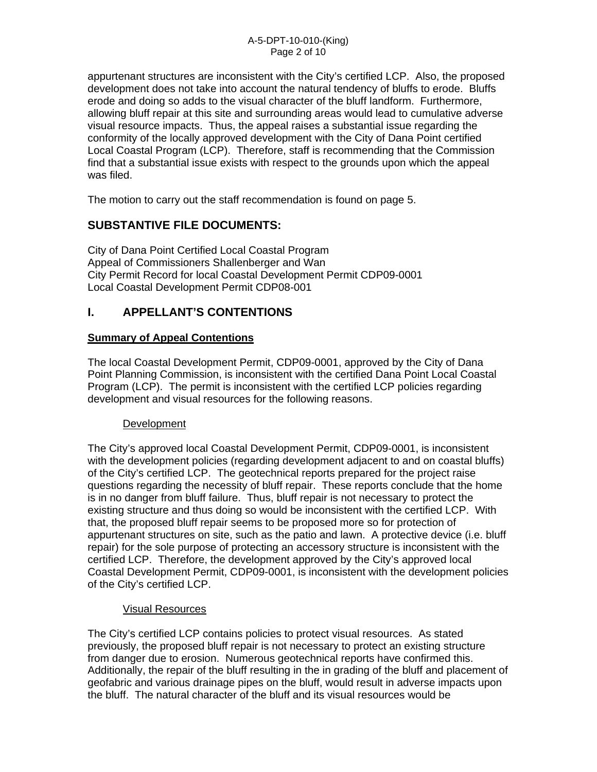appurtenant structures are inconsistent with the City's certified LCP. Also, the proposed development does not take into account the natural tendency of bluffs to erode. Bluffs erode and doing so adds to the visual character of the bluff landform. Furthermore, allowing bluff repair at this site and surrounding areas would lead to cumulative adverse visual resource impacts. Thus, the appeal raises a substantial issue regarding the conformity of the locally approved development with the City of Dana Point certified Local Coastal Program (LCP). Therefore, staff is recommending that the Commission find that a substantial issue exists with respect to the grounds upon which the appeal was filed.

The motion to carry out the staff recommendation is found on page 5.

## SUBSTANTIVE FILE DOCUMENTS:

City of Dana Point Certified Local Coastal Program
Appeal of Commissioners Shallenberger and Wan
City Permit Record for local Coastal Development Permit CDP09-0001
Local Coastal Development Permit CDP08-001

## I. APPELLANT'S CONTENTIONS

**Summary of Appeal Contentions**

The local Coastal Development Permit, CDP09-0001, approved by the City of Dana Point Planning Commission, is inconsistent with the certified Dana Point Local Coastal Program (LCP). The permit is inconsistent with the certified LCP policies regarding development and visual resources for the following reasons.

Development

The City's approved local Coastal Development Permit, CDP09-0001, is inconsistent with the development policies (regarding development adjacent to and on coastal bluffs) of the City's certified LCP. The geotechnical reports prepared for the project raise questions regarding the necessity of bluff repair. These reports conclude that the home is in no danger from bluff failure. Thus, bluff repair is not necessary to protect the existing structure and thus doing so would be inconsistent with the certified LCP. With that, the proposed bluff repair seems to be proposed more so for protection of appurtenant structures on site, such as the patio and lawn. A protective device (i.e. bluff repair) for the sole purpose of protecting an accessory structure is inconsistent with the certified LCP. Therefore, the development approved by the City's approved local Coastal Development Permit, CDP09-0001, is inconsistent with the development policies of the City's certified LCP.

Visual Resources

The City's certified LCP contains policies to protect visual resources. As stated previously, the proposed bluff repair is not necessary to protect an existing structure from danger due to erosion. Numerous geotechnical reports have confirmed this. Additionally, the repair of the bluff resulting in the in grading of the bluff and placement of geofabric and various drainage pipes on the bluff, would result in adverse impacts upon the bluff. The natural character of the bluff and its visual resources would be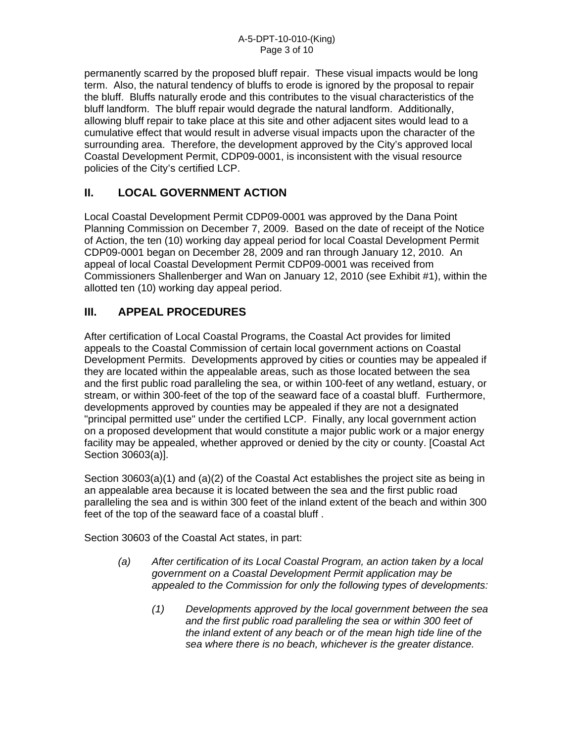permanently scarred by the proposed bluff repair. These visual impacts would be long term. Also, the natural tendency of bluffs to erode is ignored by the proposal to repair the bluff. Bluffs naturally erode and this contributes to the visual characteristics of the bluff landform. The bluff repair would degrade the natural landform. Additionally, allowing bluff repair to take place at this site and other adjacent sites would lead to a cumulative effect that would result in adverse visual impacts upon the character of the surrounding area. Therefore, the development approved by the City's approved local Coastal Development Permit, CDP09-0001, is inconsistent with the visual resource policies of the City's certified LCP.

## II. LOCAL GOVERNMENT ACTION

Local Coastal Development Permit CDP09-0001 was approved by the Dana Point Planning Commission on December 7, 2009. Based on the date of receipt of the Notice of Action, the ten (10) working day appeal period for local Coastal Development Permit CDP09-0001 began on December 28, 2009 and ran through January 12, 2010. An appeal of local Coastal Development Permit CDP09-0001 was received from Commissioners Shallenberger and Wan on January 12, 2010 (see Exhibit #1), within the allotted ten (10) working day appeal period.

## III. APPEAL PROCEDURES

After certification of Local Coastal Programs, the Coastal Act provides for limited appeals to the Coastal Commission of certain local government actions on Coastal Development Permits. Developments approved by cities or counties may be appealed if they are located within the appealable areas, such as those located between the sea and the first public road paralleling the sea, or within 100-feet of any wetland, estuary, or stream, or within 300-feet of the top of the seaward face of a coastal bluff. Furthermore, developments approved by counties may be appealed if they are not a designated "principal permitted use" under the certified LCP. Finally, any local government action on a proposed development that would constitute a major public work or a major energy facility may be appealed, whether approved or denied by the city or county. [Coastal Act Section 30603(a)].

Section 30603(a)(1) and (a)(2) of the Coastal Act establishes the project site as being in an appealable area because it is located between the sea and the first public road paralleling the sea and is within 300 feet of the inland extent of the beach and within 300 feet of the top of the seaward face of a coastal bluff .

Section 30603 of the Coastal Act states, in part:

> *(a) After certification of its Local Coastal Program, an action taken by a local government on a Coastal Development Permit application may be appealed to the Commission for only the following types of developments:*
>
> > *(1) Developments approved by the local government between the sea and the first public road paralleling the sea or within 300 feet of the inland extent of any beach or of the mean high tide line of the sea where there is no beach, whichever is the greater distance.*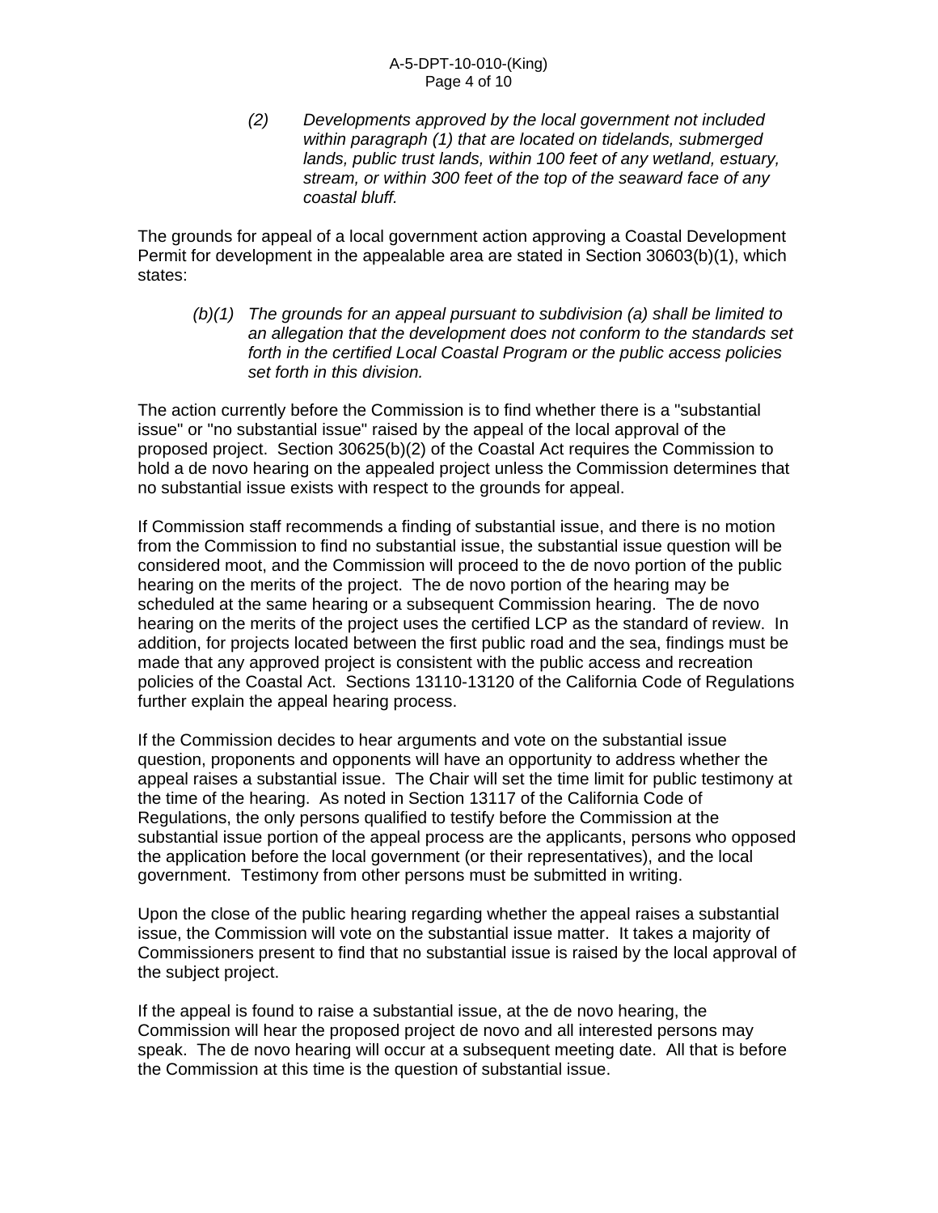> *(2) Developments approved by the local government not included within paragraph (1) that are located on tidelands, submerged lands, public trust lands, within 100 feet of any wetland, estuary, stream, or within 300 feet of the top of the seaward face of any coastal bluff.*

The grounds for appeal of a local government action approving a Coastal Development Permit for development in the appealable area are stated in Section 30603(b)(1), which states:

> *(b)(1) The grounds for an appeal pursuant to subdivision (a) shall be limited to an allegation that the development does not conform to the standards set forth in the certified Local Coastal Program or the public access policies set forth in this division.*

The action currently before the Commission is to find whether there is a "substantial issue" or "no substantial issue" raised by the appeal of the local approval of the proposed project. Section 30625(b)(2) of the Coastal Act requires the Commission to hold a de novo hearing on the appealed project unless the Commission determines that no substantial issue exists with respect to the grounds for appeal.

If Commission staff recommends a finding of substantial issue, and there is no motion from the Commission to find no substantial issue, the substantial issue question will be considered moot, and the Commission will proceed to the de novo portion of the public hearing on the merits of the project. The de novo portion of the hearing may be scheduled at the same hearing or a subsequent Commission hearing. The de novo hearing on the merits of the project uses the certified LCP as the standard of review. In addition, for projects located between the first public road and the sea, findings must be made that any approved project is consistent with the public access and recreation policies of the Coastal Act. Sections 13110-13120 of the California Code of Regulations further explain the appeal hearing process.

If the Commission decides to hear arguments and vote on the substantial issue question, proponents and opponents will have an opportunity to address whether the appeal raises a substantial issue. The Chair will set the time limit for public testimony at the time of the hearing. As noted in Section 13117 of the California Code of Regulations, the only persons qualified to testify before the Commission at the substantial issue portion of the appeal process are the applicants, persons who opposed the application before the local government (or their representatives), and the local government. Testimony from other persons must be submitted in writing.

Upon the close of the public hearing regarding whether the appeal raises a substantial issue, the Commission will vote on the substantial issue matter. It takes a majority of Commissioners present to find that no substantial issue is raised by the local approval of the subject project.

If the appeal is found to raise a substantial issue, at the de novo hearing, the Commission will hear the proposed project de novo and all interested persons may speak. The de novo hearing will occur at a subsequent meeting date. All that is before the Commission at this time is the question of substantial issue.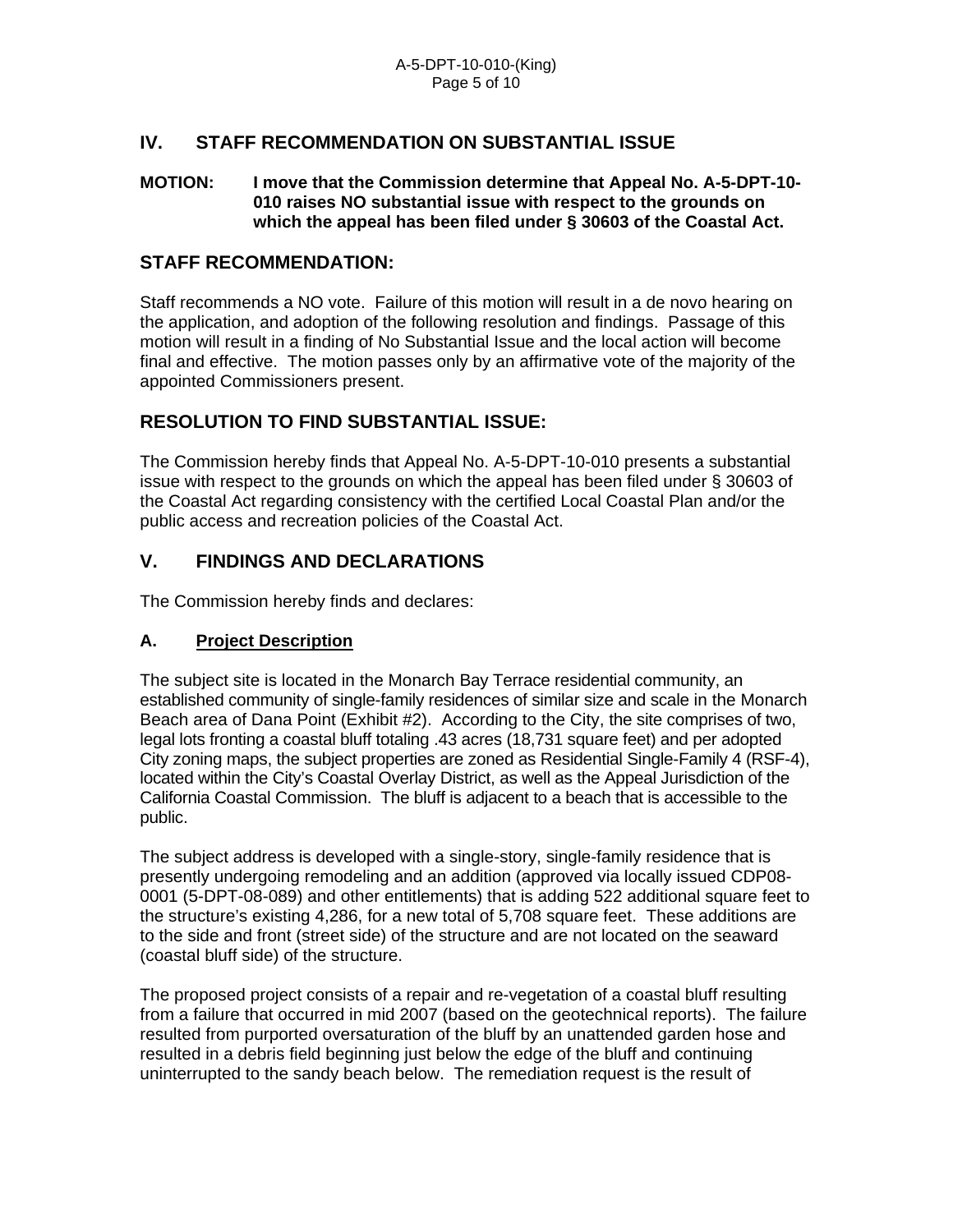## IV. STAFF RECOMMENDATION ON SUBSTANTIAL ISSUE

**MOTION: I move that the Commission determine that Appeal No. A-5-DPT-10-010 raises NO substantial issue with respect to the grounds on which the appeal has been filed under § 30603 of the Coastal Act.**

## STAFF RECOMMENDATION:

Staff recommends a NO vote. Failure of this motion will result in a de novo hearing on the application, and adoption of the following resolution and findings. Passage of this motion will result in a finding of No Substantial Issue and the local action will become final and effective. The motion passes only by an affirmative vote of the majority of the appointed Commissioners present.

## RESOLUTION TO FIND SUBSTANTIAL ISSUE:

The Commission hereby finds that Appeal No. A-5-DPT-10-010 presents a substantial issue with respect to the grounds on which the appeal has been filed under § 30603 of the Coastal Act regarding consistency with the certified Local Coastal Plan and/or the public access and recreation policies of the Coastal Act.

## V. FINDINGS AND DECLARATIONS

The Commission hereby finds and declares:

### A. Project Description

The subject site is located in the Monarch Bay Terrace residential community, an established community of single-family residences of similar size and scale in the Monarch Beach area of Dana Point (Exhibit #2). According to the City, the site comprises of two, legal lots fronting a coastal bluff totaling .43 acres (18,731 square feet) and per adopted City zoning maps, the subject properties are zoned as Residential Single-Family 4 (RSF-4), located within the City's Coastal Overlay District, as well as the Appeal Jurisdiction of the California Coastal Commission. The bluff is adjacent to a beach that is accessible to the public.

The subject address is developed with a single-story, single-family residence that is presently undergoing remodeling and an addition (approved via locally issued CDP08-0001 (5-DPT-08-089) and other entitlements) that is adding 522 additional square feet to the structure's existing 4,286, for a new total of 5,708 square feet. These additions are to the side and front (street side) of the structure and are not located on the seaward (coastal bluff side) of the structure.

The proposed project consists of a repair and re-vegetation of a coastal bluff resulting from a failure that occurred in mid 2007 (based on the geotechnical reports). The failure resulted from purported oversaturation of the bluff by an unattended garden hose and resulted in a debris field beginning just below the edge of the bluff and continuing uninterrupted to the sandy beach below. The remediation request is the result of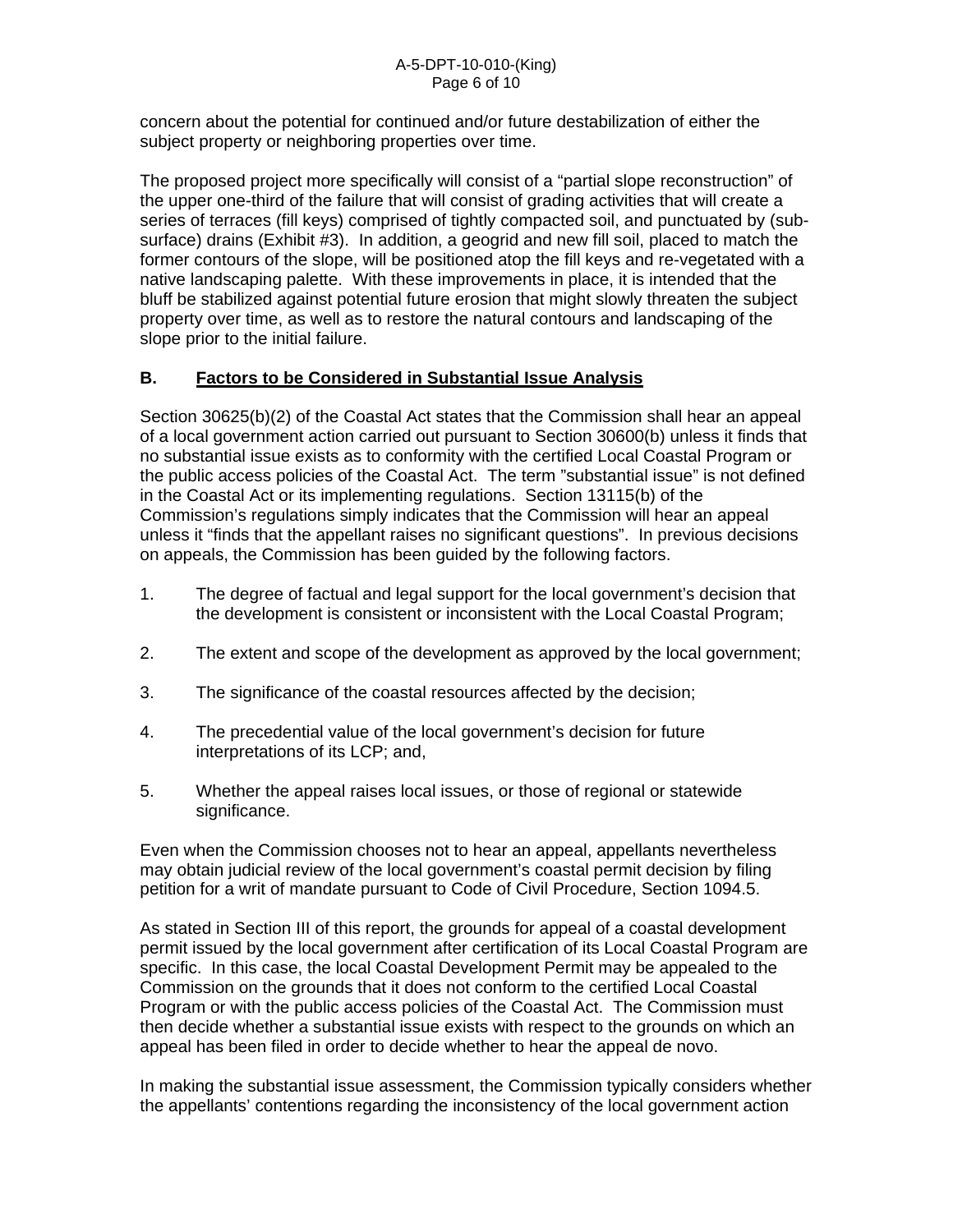concern about the potential for continued and/or future destabilization of either the subject property or neighboring properties over time.

The proposed project more specifically will consist of a "partial slope reconstruction" of the upper one-third of the failure that will consist of grading activities that will create a series of terraces (fill keys) comprised of tightly compacted soil, and punctuated by (sub-surface) drains (Exhibit #3). In addition, a geogrid and new fill soil, placed to match the former contours of the slope, will be positioned atop the fill keys and re-vegetated with a native landscaping palette. With these improvements in place, it is intended that the bluff be stabilized against potential future erosion that might slowly threaten the subject property over time, as well as to restore the natural contours and landscaping of the slope prior to the initial failure.

## B. Factors to be Considered in Substantial Issue Analysis

Section 30625(b)(2) of the Coastal Act states that the Commission shall hear an appeal of a local government action carried out pursuant to Section 30600(b) unless it finds that no substantial issue exists as to conformity with the certified Local Coastal Program or the public access policies of the Coastal Act. The term "substantial issue" is not defined in the Coastal Act or its implementing regulations. Section 13115(b) of the Commission's regulations simply indicates that the Commission will hear an appeal unless it "finds that the appellant raises no significant questions". In previous decisions on appeals, the Commission has been guided by the following factors.

1. The degree of factual and legal support for the local government's decision that the development is consistent or inconsistent with the Local Coastal Program;

2. The extent and scope of the development as approved by the local government;

3. The significance of the coastal resources affected by the decision;

4. The precedential value of the local government's decision for future interpretations of its LCP; and,

5. Whether the appeal raises local issues, or those of regional or statewide significance.

Even when the Commission chooses not to hear an appeal, appellants nevertheless may obtain judicial review of the local government's coastal permit decision by filing petition for a writ of mandate pursuant to Code of Civil Procedure, Section 1094.5.

As stated in Section III of this report, the grounds for appeal of a coastal development permit issued by the local government after certification of its Local Coastal Program are specific. In this case, the local Coastal Development Permit may be appealed to the Commission on the grounds that it does not conform to the certified Local Coastal Program or with the public access policies of the Coastal Act. The Commission must then decide whether a substantial issue exists with respect to the grounds on which an appeal has been filed in order to decide whether to hear the appeal de novo.

In making the substantial issue assessment, the Commission typically considers whether the appellants' contentions regarding the inconsistency of the local government action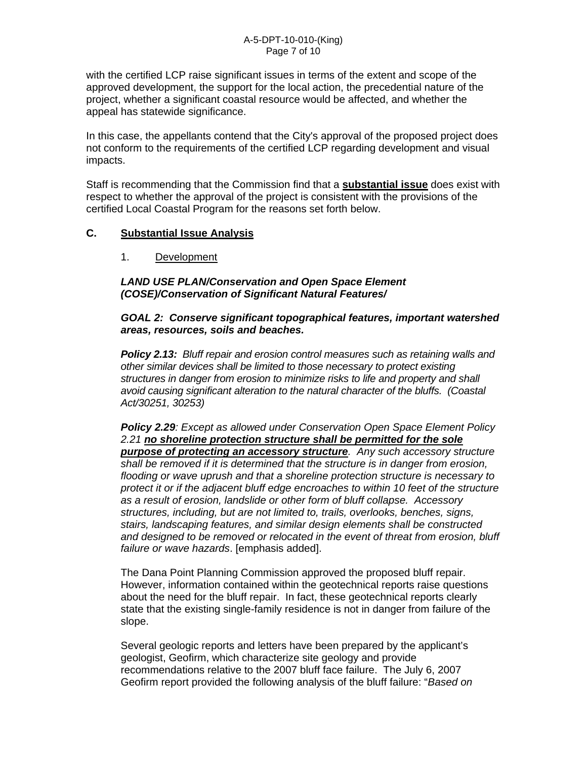with the certified LCP raise significant issues in terms of the extent and scope of the approved development, the support for the local action, the precedential nature of the project, whether a significant coastal resource would be affected, and whether the appeal has statewide significance.

In this case, the appellants contend that the City's approval of the proposed project does not conform to the requirements of the certified LCP regarding development and visual impacts.

Staff is recommending that the Commission find that a **substantial issue** does exist with respect to whether the approval of the project is consistent with the provisions of the certified Local Coastal Program for the reasons set forth below.

## C. Substantial Issue Analysis

### 1. Development

***LAND USE PLAN/Conservation and Open Space Element (COSE)/Conservation of Significant Natural Features/***

***GOAL 2: Conserve significant topographical features, important watershed areas, resources, soils and beaches.***

***Policy 2.13:*** *Bluff repair and erosion control measures such as retaining walls and other similar devices shall be limited to those necessary to protect existing structures in danger from erosion to minimize risks to life and property and shall avoid causing significant alteration to the natural character of the bluffs. (Coastal Act/30251, 30253)*

***Policy 2.29****: Except as allowed under Conservation Open Space Element Policy 2.21* ***no shoreline protection structure shall be permitted for the sole purpose of protecting an accessory structure****. Any such accessory structure shall be removed if it is determined that the structure is in danger from erosion, flooding or wave uprush and that a shoreline protection structure is necessary to protect it or if the adjacent bluff edge encroaches to within 10 feet of the structure as a result of erosion, landslide or other form of bluff collapse. Accessory structures, including, but are not limited to, trails, overlooks, benches, signs, stairs, landscaping features, and similar design elements shall be constructed and designed to be removed or relocated in the event of threat from erosion, bluff failure or wave hazards*. [emphasis added].

The Dana Point Planning Commission approved the proposed bluff repair. However, information contained within the geotechnical reports raise questions about the need for the bluff repair. In fact, these geotechnical reports clearly state that the existing single-family residence is not in danger from failure of the slope.

Several geologic reports and letters have been prepared by the applicant's geologist, Geofirm, which characterize site geology and provide recommendations relative to the 2007 bluff face failure. The July 6, 2007 Geofirm report provided the following analysis of the bluff failure: "*Based on*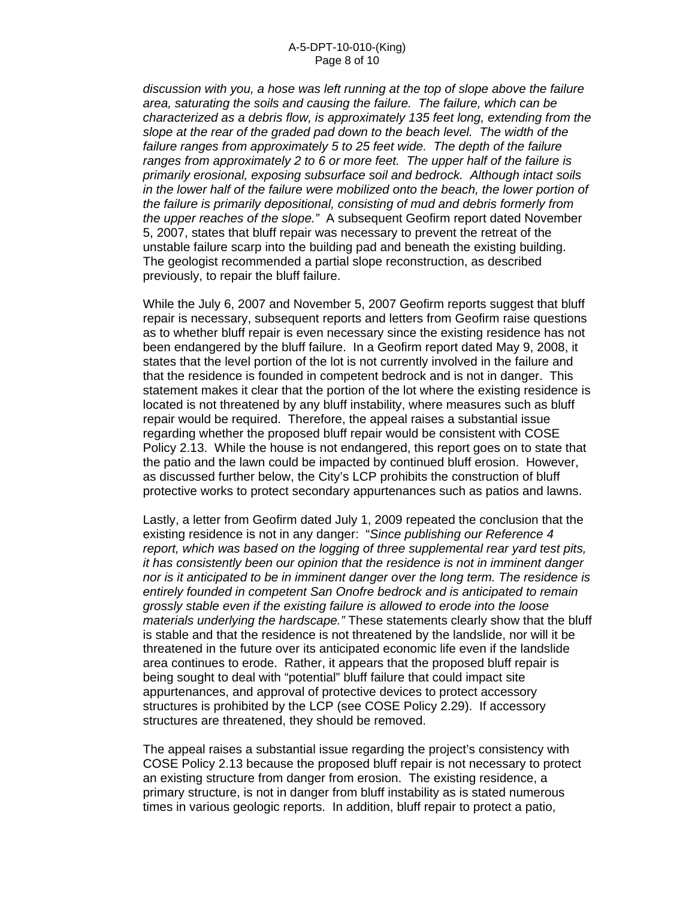*discussion with you, a hose was left running at the top of slope above the failure area, saturating the soils and causing the failure. The failure, which can be characterized as a debris flow, is approximately 135 feet long, extending from the slope at the rear of the graded pad down to the beach level. The width of the failure ranges from approximately 5 to 25 feet wide. The depth of the failure ranges from approximately 2 to 6 or more feet. The upper half of the failure is primarily erosional, exposing subsurface soil and bedrock. Although intact soils in the lower half of the failure were mobilized onto the beach, the lower portion of the failure is primarily depositional, consisting of mud and debris formerly from the upper reaches of the slope."* A subsequent Geofirm report dated November 5, 2007, states that bluff repair was necessary to prevent the retreat of the unstable failure scarp into the building pad and beneath the existing building. The geologist recommended a partial slope reconstruction, as described previously, to repair the bluff failure.

While the July 6, 2007 and November 5, 2007 Geofirm reports suggest that bluff repair is necessary, subsequent reports and letters from Geofirm raise questions as to whether bluff repair is even necessary since the existing residence has not been endangered by the bluff failure. In a Geofirm report dated May 9, 2008, it states that the level portion of the lot is not currently involved in the failure and that the residence is founded in competent bedrock and is not in danger. This statement makes it clear that the portion of the lot where the existing residence is located is not threatened by any bluff instability, where measures such as bluff repair would be required. Therefore, the appeal raises a substantial issue regarding whether the proposed bluff repair would be consistent with COSE Policy 2.13. While the house is not endangered, this report goes on to state that the patio and the lawn could be impacted by continued bluff erosion. However, as discussed further below, the City's LCP prohibits the construction of bluff protective works to protect secondary appurtenances such as patios and lawns.

Lastly, a letter from Geofirm dated July 1, 2009 repeated the conclusion that the existing residence is not in any danger: "*Since publishing our Reference 4 report, which was based on the logging of three supplemental rear yard test pits, it has consistently been our opinion that the residence is not in imminent danger nor is it anticipated to be in imminent danger over the long term. The residence is entirely founded in competent San Onofre bedrock and is anticipated to remain grossly stable even if the existing failure is allowed to erode into the loose materials underlying the hardscape."* These statements clearly show that the bluff is stable and that the residence is not threatened by the landslide, nor will it be threatened in the future over its anticipated economic life even if the landslide area continues to erode. Rather, it appears that the proposed bluff repair is being sought to deal with "potential" bluff failure that could impact site appurtenances, and approval of protective devices to protect accessory structures is prohibited by the LCP (see COSE Policy 2.29). If accessory structures are threatened, they should be removed.

The appeal raises a substantial issue regarding the project's consistency with COSE Policy 2.13 because the proposed bluff repair is not necessary to protect an existing structure from danger from erosion. The existing residence, a primary structure, is not in danger from bluff instability as is stated numerous times in various geologic reports. In addition, bluff repair to protect a patio,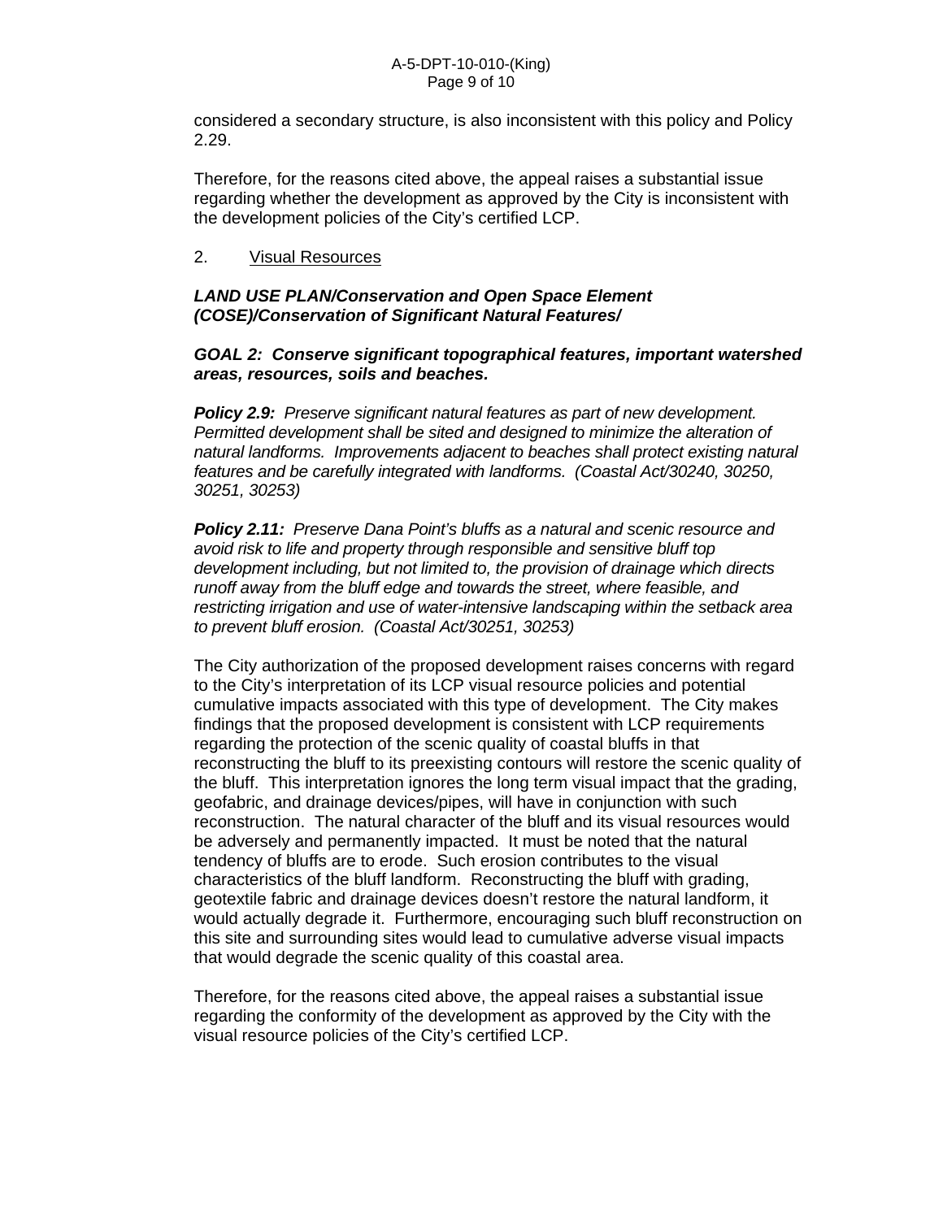considered a secondary structure, is also inconsistent with this policy and Policy 2.29.

Therefore, for the reasons cited above, the appeal raises a substantial issue regarding whether the development as approved by the City is inconsistent with the development policies of the City's certified LCP.

2. Visual Resources

***LAND USE PLAN/Conservation and Open Space Element (COSE)/Conservation of Significant Natural Features/***

***GOAL 2: Conserve significant topographical features, important watershed areas, resources, soils and beaches.***

***Policy 2.9:*** *Preserve significant natural features as part of new development. Permitted development shall be sited and designed to minimize the alteration of natural landforms. Improvements adjacent to beaches shall protect existing natural features and be carefully integrated with landforms. (Coastal Act/30240, 30250, 30251, 30253)*

***Policy 2.11:*** *Preserve Dana Point's bluffs as a natural and scenic resource and avoid risk to life and property through responsible and sensitive bluff top development including, but not limited to, the provision of drainage which directs runoff away from the bluff edge and towards the street, where feasible, and restricting irrigation and use of water-intensive landscaping within the setback area to prevent bluff erosion. (Coastal Act/30251, 30253)*

The City authorization of the proposed development raises concerns with regard to the City's interpretation of its LCP visual resource policies and potential cumulative impacts associated with this type of development. The City makes findings that the proposed development is consistent with LCP requirements regarding the protection of the scenic quality of coastal bluffs in that reconstructing the bluff to its preexisting contours will restore the scenic quality of the bluff. This interpretation ignores the long term visual impact that the grading, geofabric, and drainage devices/pipes, will have in conjunction with such reconstruction. The natural character of the bluff and its visual resources would be adversely and permanently impacted. It must be noted that the natural tendency of bluffs are to erode. Such erosion contributes to the visual characteristics of the bluff landform. Reconstructing the bluff with grading, geotextile fabric and drainage devices doesn't restore the natural landform, it would actually degrade it. Furthermore, encouraging such bluff reconstruction on this site and surrounding sites would lead to cumulative adverse visual impacts that would degrade the scenic quality of this coastal area.

Therefore, for the reasons cited above, the appeal raises a substantial issue regarding the conformity of the development as approved by the City with the visual resource policies of the City's certified LCP.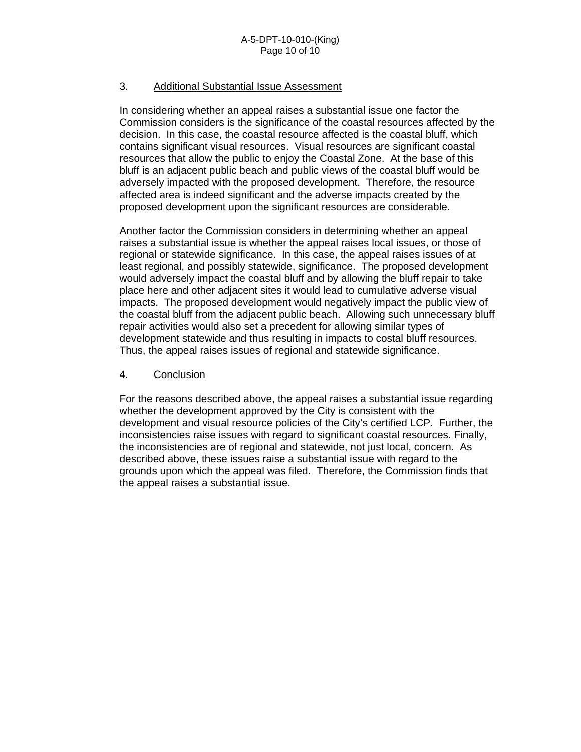3. Additional Substantial Issue Assessment

In considering whether an appeal raises a substantial issue one factor the Commission considers is the significance of the coastal resources affected by the decision. In this case, the coastal resource affected is the coastal bluff, which contains significant visual resources. Visual resources are significant coastal resources that allow the public to enjoy the Coastal Zone. At the base of this bluff is an adjacent public beach and public views of the coastal bluff would be adversely impacted with the proposed development. Therefore, the resource affected area is indeed significant and the adverse impacts created by the proposed development upon the significant resources are considerable.

Another factor the Commission considers in determining whether an appeal raises a substantial issue is whether the appeal raises local issues, or those of regional or statewide significance. In this case, the appeal raises issues of at least regional, and possibly statewide, significance. The proposed development would adversely impact the coastal bluff and by allowing the bluff repair to take place here and other adjacent sites it would lead to cumulative adverse visual impacts. The proposed development would negatively impact the public view of the coastal bluff from the adjacent public beach. Allowing such unnecessary bluff repair activities would also set a precedent for allowing similar types of development statewide and thus resulting in impacts to costal bluff resources. Thus, the appeal raises issues of regional and statewide significance.

4. Conclusion

For the reasons described above, the appeal raises a substantial issue regarding whether the development approved by the City is consistent with the development and visual resource policies of the City's certified LCP. Further, the inconsistencies raise issues with regard to significant coastal resources. Finally, the inconsistencies are of regional and statewide, not just local, concern. As described above, these issues raise a substantial issue with regard to the grounds upon which the appeal was filed. Therefore, the Commission finds that the appeal raises a substantial issue.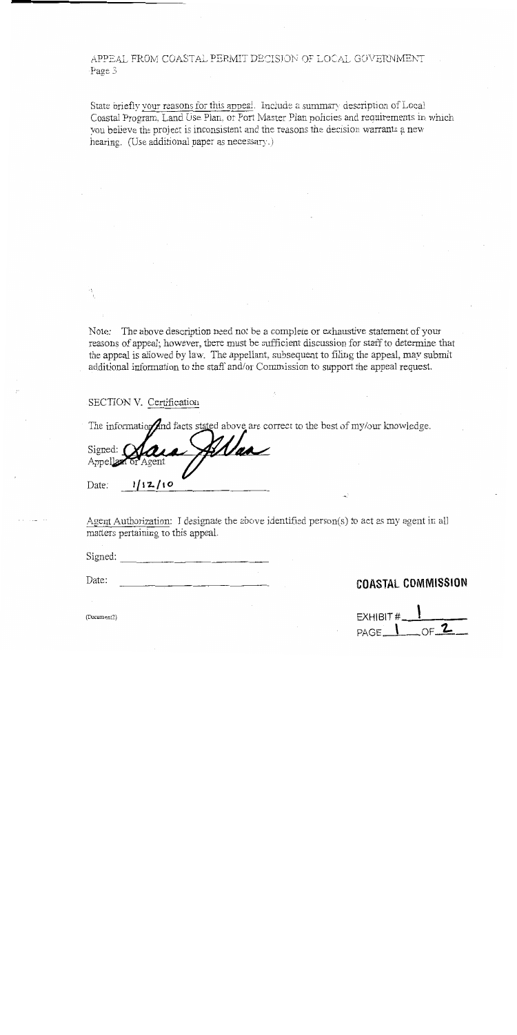APPEAL FROM COASTAL PERMIT DECISION OF LOCAL GOVERNMENT
Page 3

State briefly your reasons for this appeal. Include a summary description of Local Coastal Program, Land Use Plan, or Port Master Plan policies and requirements in which you believe the project is inconsistent and the reasons the decision warrants a new hearing. (Use additional paper as necessary.)

Note: The above description need not be a complete or exhaustive statement of your reasons of appeal; however, there must be sufficient discussion for staff to determine that the appeal is allowed by law. The appellant, subsequent to filing the appeal, may submit additional information to the staff and/or Commission to support the appeal request.

## SECTION V. Certification

The information and facts stated above are correct to the best of my/our knowledge.

Signed: Sara Allan
Appellant or Agent

Date: 1/12/10

Agent Authorization: I designate the above identified person(s) to act as my agent in all matters pertaining to this appeal.

Signed: \_\_\_\_\_\_\_\_\_\_\_\_\_\_\_\_\_\_\_\_

Date: \_\_\_\_\_\_\_\_\_\_\_\_\_\_\_\_\_\_\_\_

(Document2)

**COASTAL COMMISSION**

EXHIBIT # 1
PAGE 1 OF 2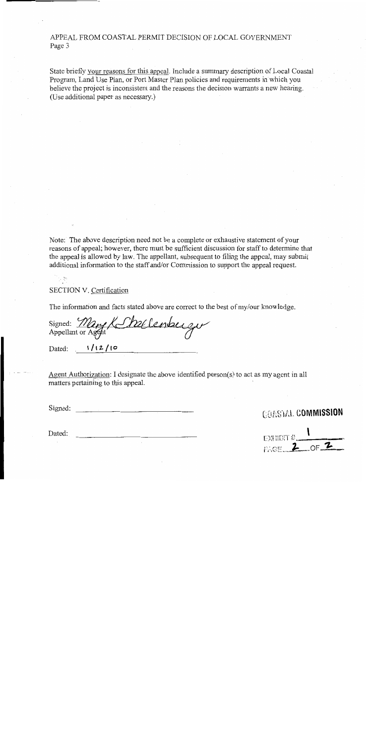APPEAL FROM COASTAL PERMIT DECISION OF LOCAL GOVERNMENT
Page 3

State briefly your reasons for this appeal. Include a summary description of Local Coastal Program, Land Use Plan, or Port Master Plan policies and requirements in which you believe the project is inconsistent and the reasons the decision warrants a new hearing. (Use additional paper as necessary.)

Note: The above description need not be a complete or exhaustive statement of your reasons of appeal; however, there must be sufficient discussion for staff to determine that the appeal is allowed by law. The appellant, subsequent to filing the appeal, may submit additional information to the staff and/or Commission to support the appeal request.

SECTION V. Certification

The information and facts stated above are correct to the best of my/our knowledge.

Signed: Mary K Shallenberger
Appellant or Agent

Dated: 1/12/10

Agent Authorization: I designate the above identified person(s) to act as my agent in all matters pertaining to this appeal.

Signed: ______________________

Dated: ______________________

COASTAL COMMISSION

EXHIBIT # 1
PAGE 2 OF 2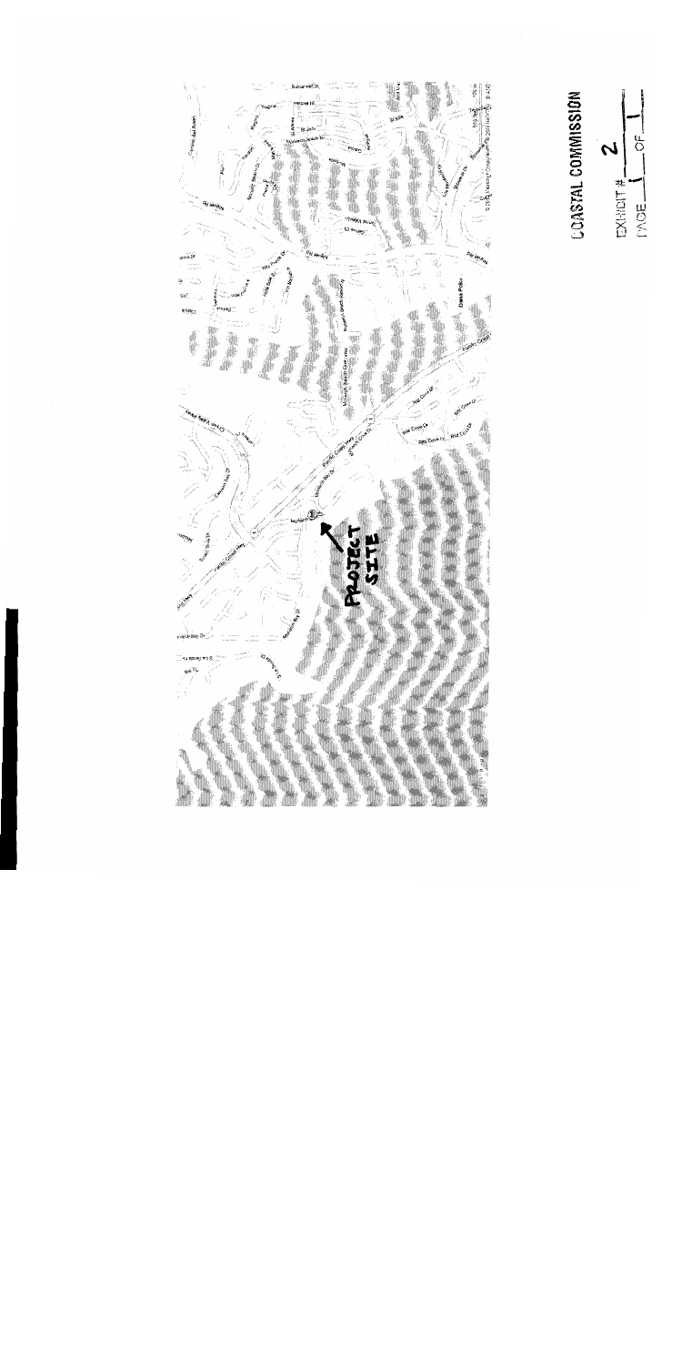PROJECT SITE

COASTAL COMMISSION

EXHIBIT # 2

PAGE 1 OF 1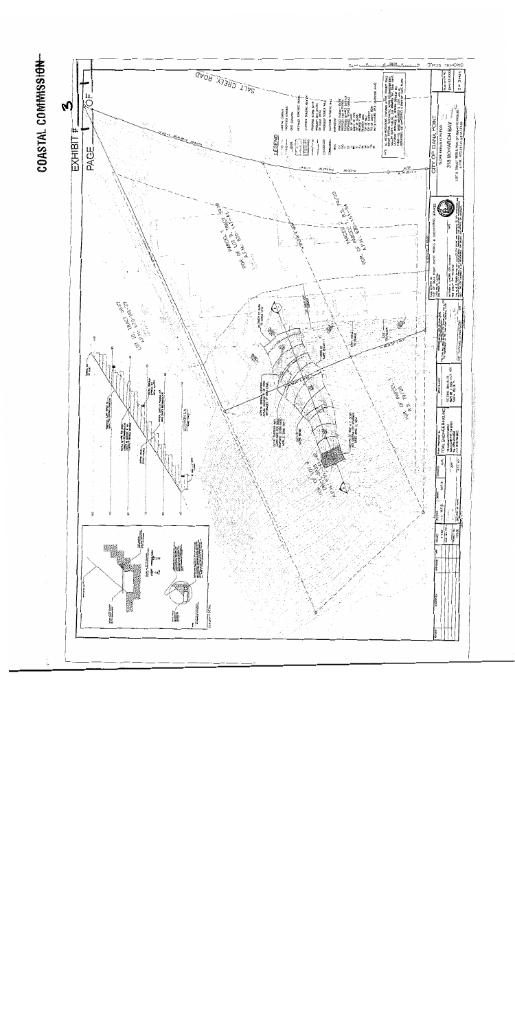COASTAL COMMISSION

EXHIBIT # 3

PAGE 1 OF 1

SALT CREEK ROAD

LEGEND

SECTION A-A

CITY OF DANA POINT

318 MONARCH BAY